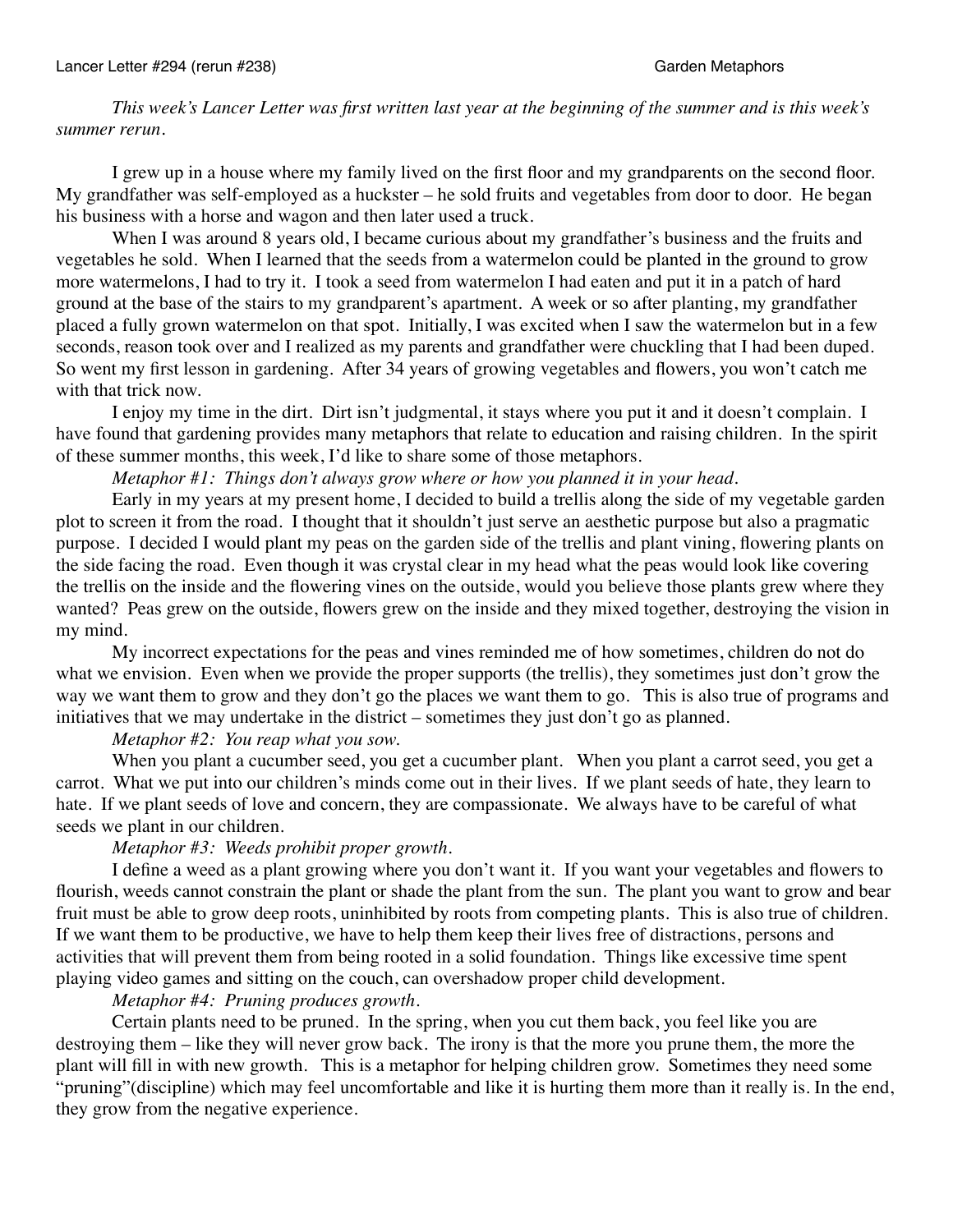Lancer Letter #294 (rerun #238) Garden Metaphors

*This week's Lancer Letter was first written last year at the beginning of the summer and is this week's summer rerun.*

I grew up in a house where my family lived on the first floor and my grandparents on the second floor. My grandfather was self-employed as a huckster – he sold fruits and vegetables from door to door. He began his business with a horse and wagon and then later used a truck.

When I was around 8 years old, I became curious about my grandfather's business and the fruits and vegetables he sold. When I learned that the seeds from a watermelon could be planted in the ground to grow more watermelons, I had to try it. I took a seed from watermelon I had eaten and put it in a patch of hard ground at the base of the stairs to my grandparent's apartment. A week or so after planting, my grandfather placed a fully grown watermelon on that spot. Initially, I was excited when I saw the watermelon but in a few seconds, reason took over and I realized as my parents and grandfather were chuckling that I had been duped. So went my first lesson in gardening. After 34 years of growing vegetables and flowers, you won't catch me with that trick now.

I enjoy my time in the dirt. Dirt isn't judgmental, it stays where you put it and it doesn't complain. I have found that gardening provides many metaphors that relate to education and raising children. In the spirit of these summer months, this week, I'd like to share some of those metaphors.

*Metaphor #1: Things don't always grow where or how you planned it in your head.*

Early in my years at my present home, I decided to build a trellis along the side of my vegetable garden plot to screen it from the road. I thought that it shouldn't just serve an aesthetic purpose but also a pragmatic purpose. I decided I would plant my peas on the garden side of the trellis and plant vining, flowering plants on the side facing the road. Even though it was crystal clear in my head what the peas would look like covering the trellis on the inside and the flowering vines on the outside, would you believe those plants grew where they wanted? Peas grew on the outside, flowers grew on the inside and they mixed together, destroying the vision in my mind.

My incorrect expectations for the peas and vines reminded me of how sometimes, children do not do what we envision. Even when we provide the proper supports (the trellis), they sometimes just don't grow the way we want them to grow and they don't go the places we want them to go. This is also true of programs and initiatives that we may undertake in the district – sometimes they just don't go as planned.

*Metaphor #2: You reap what you sow.*

When you plant a cucumber seed, you get a cucumber plant. When you plant a carrot seed, you get a carrot. What we put into our children's minds come out in their lives. If we plant seeds of hate, they learn to hate. If we plant seeds of love and concern, they are compassionate. We always have to be careful of what seeds we plant in our children.

*Metaphor #3: Weeds prohibit proper growth.*

I define a weed as a plant growing where you don't want it. If you want your vegetables and flowers to flourish, weeds cannot constrain the plant or shade the plant from the sun. The plant you want to grow and bear fruit must be able to grow deep roots, uninhibited by roots from competing plants. This is also true of children. If we want them to be productive, we have to help them keep their lives free of distractions, persons and activities that will prevent them from being rooted in a solid foundation. Things like excessive time spent playing video games and sitting on the couch, can overshadow proper child development.

*Metaphor #4: Pruning produces growth.*

Certain plants need to be pruned. In the spring, when you cut them back, you feel like you are destroying them – like they will never grow back. The irony is that the more you prune them, the more the plant will fill in with new growth. This is a metaphor for helping children grow. Sometimes they need some "pruning"(discipline) which may feel uncomfortable and like it is hurting them more than it really is. In the end, they grow from the negative experience.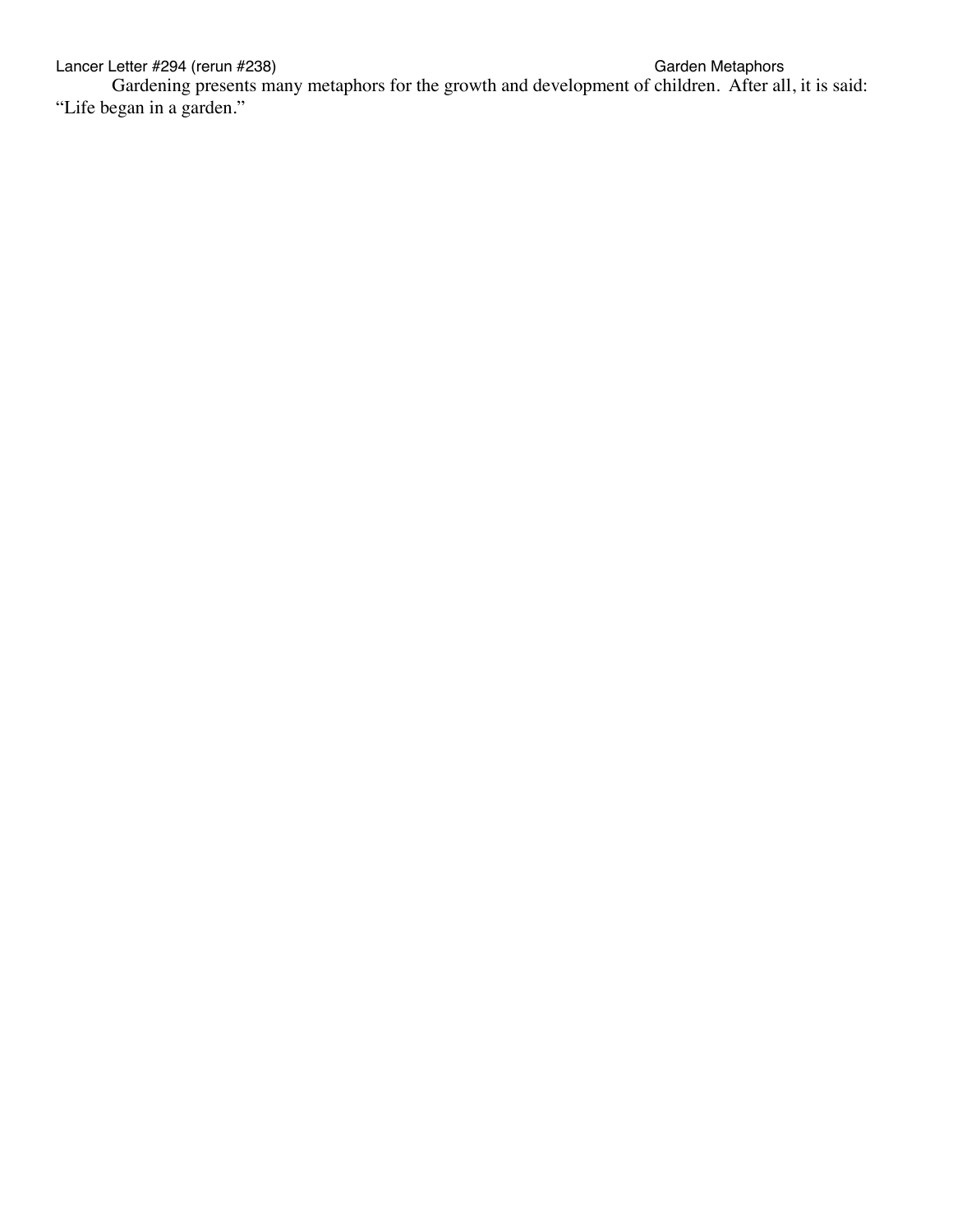Gardening presents many metaphors for the growth and development of children. After all, it is said: "Life began in a garden."